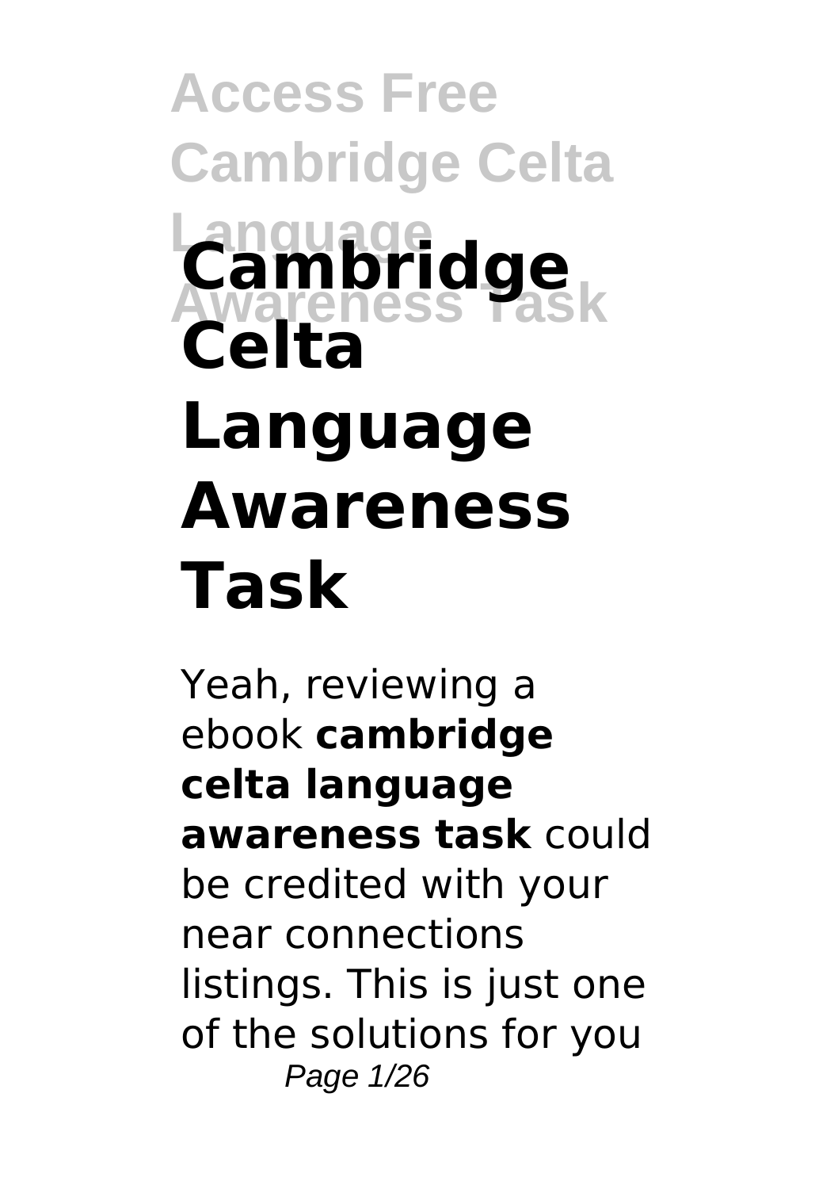# Cambridge Celta Language Awareness Task

Yeah, reviewing a ebook **cambridge celta language awareness task** could be credited with your near connections listings. This is just one of the solutions for you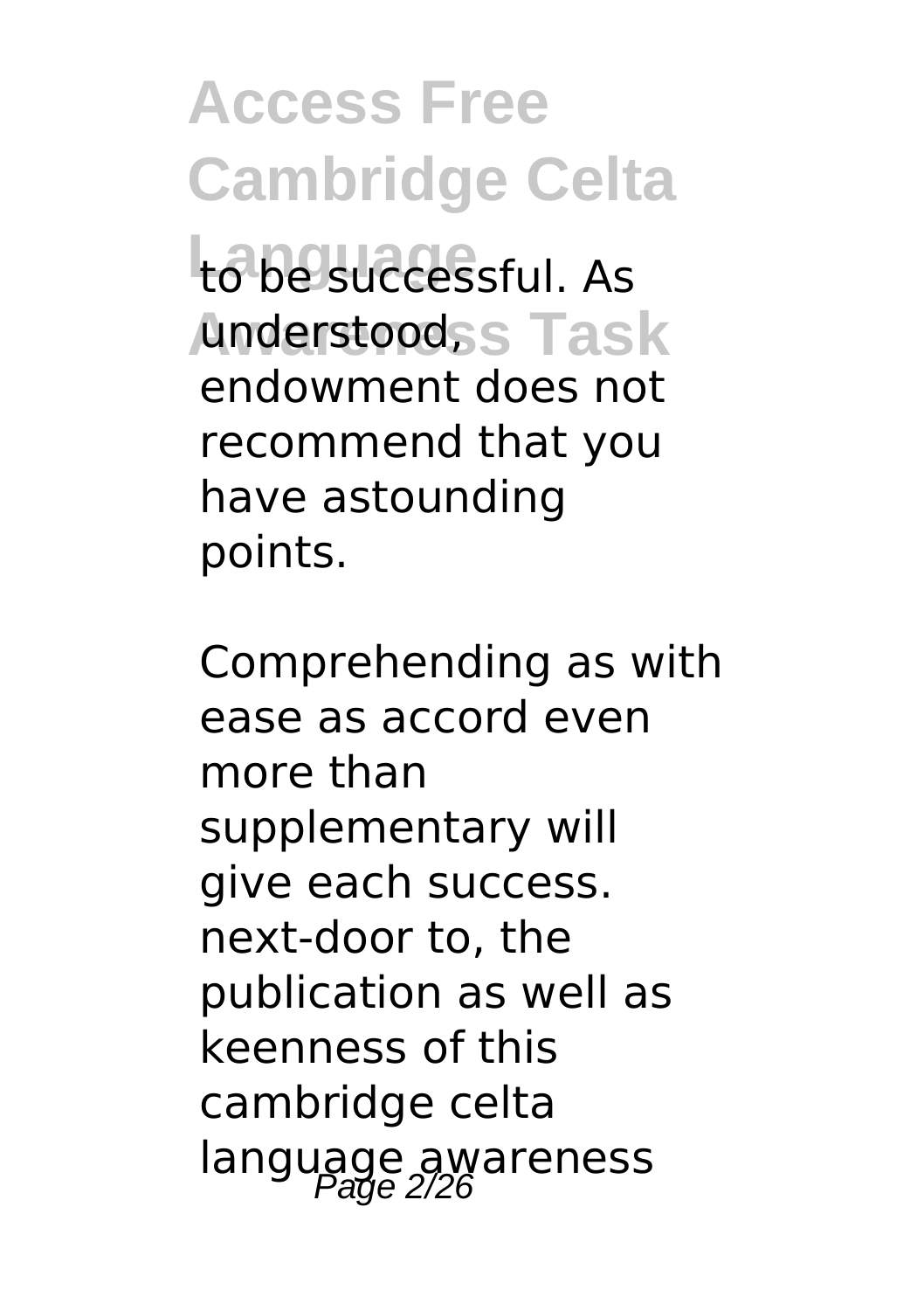to be successful. As understood, endowment does not recommend that you have astounding points.

Comprehending as with ease as accord even more than supplementary will give each success. next-door to, the publication as well as keenness of this cambridge celta language awareness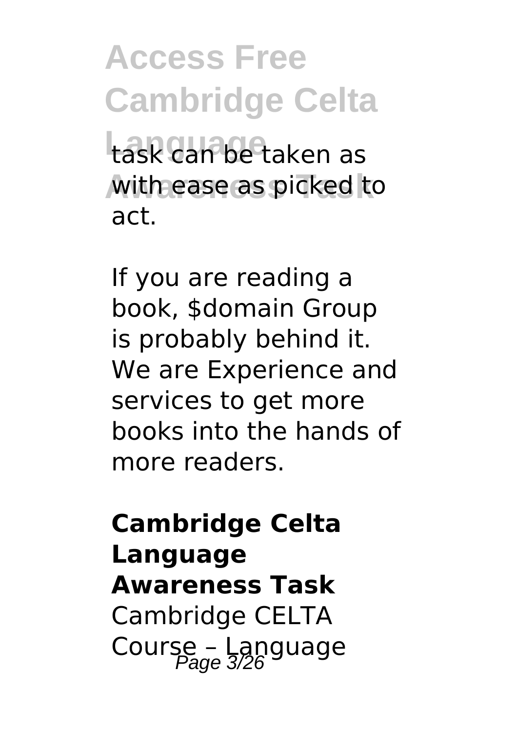task can be taken as with ease as picked to act.

If you are reading a book, $domain Group is probably behind it. We are Experience and services to get more books into the hands of more readers.

## Cambridge Celta Language Awareness Task

Cambridge CELTA Course – Language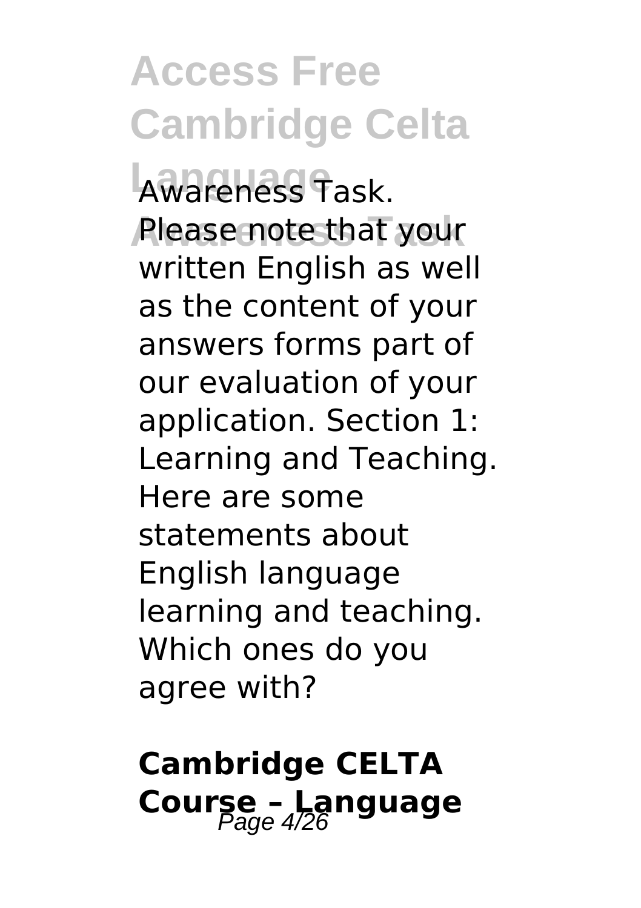Awareness Task. Please note that your written English as well as the content of your answers forms part of our evaluation of your application. Section 1: Learning and Teaching. Here are some statements about English language learning and teaching. Which ones do you agree with?

## Cambridge CELTA Course – Language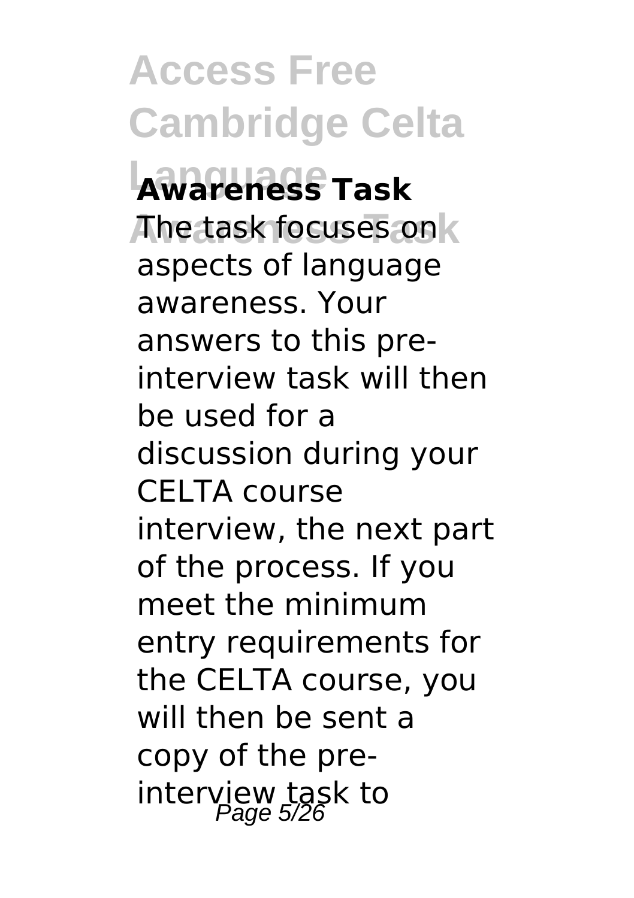**Awareness Task**

The task focuses on aspects of language awareness. Your answers to this pre-interview task will then be used for a discussion during your CELTA course interview, the next part of the process. If you meet the minimum entry requirements for the CELTA course, you will then be sent a copy of the pre-interview task to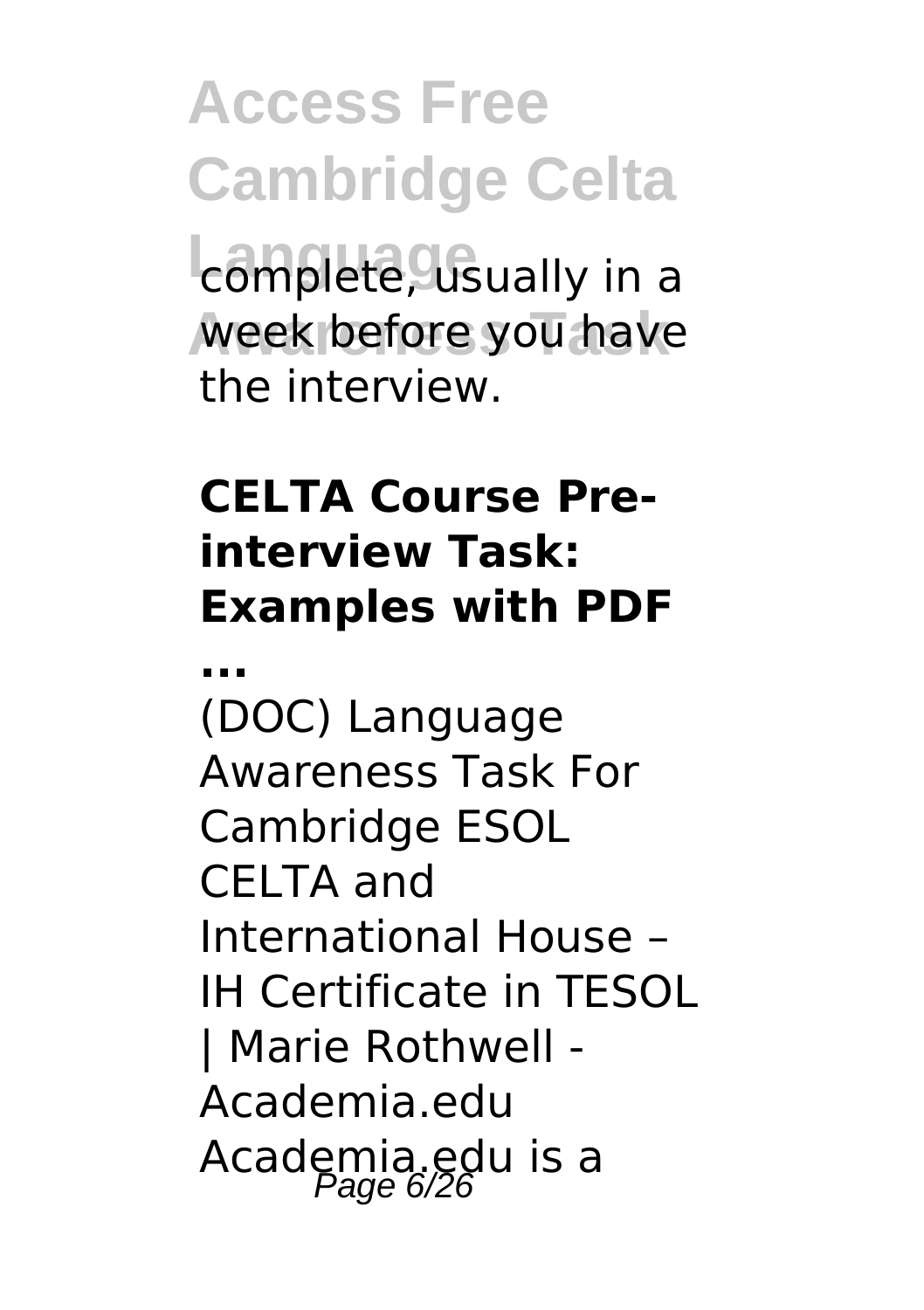complete, usually in a week before you have the interview.

**CELTA Course Pre-interview Task: Examples with PDF ...**

(DOC) Language Awareness Task For Cambridge ESOL CELTA and International House – IH Certificate in TESOL | Marie Rothwell - Academia.edu Academia.edu is a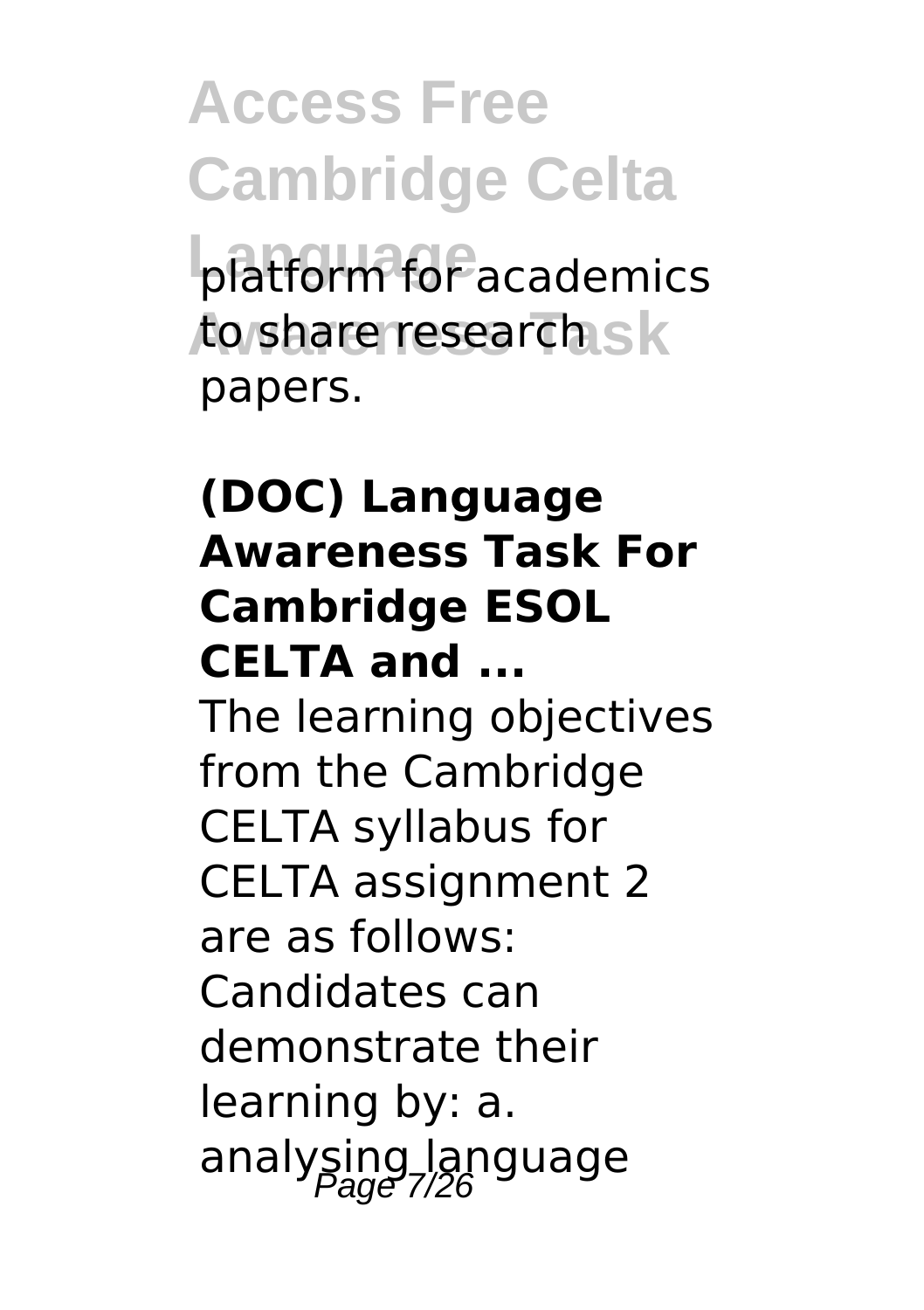platform for academics to share research papers.

### (DOC) Language Awareness Task For Cambridge ESOL CELTA and ...

The learning objectives from the Cambridge CELTA syllabus for CELTA assignment 2 are as follows: Candidates can demonstrate their learning by: a. analysing language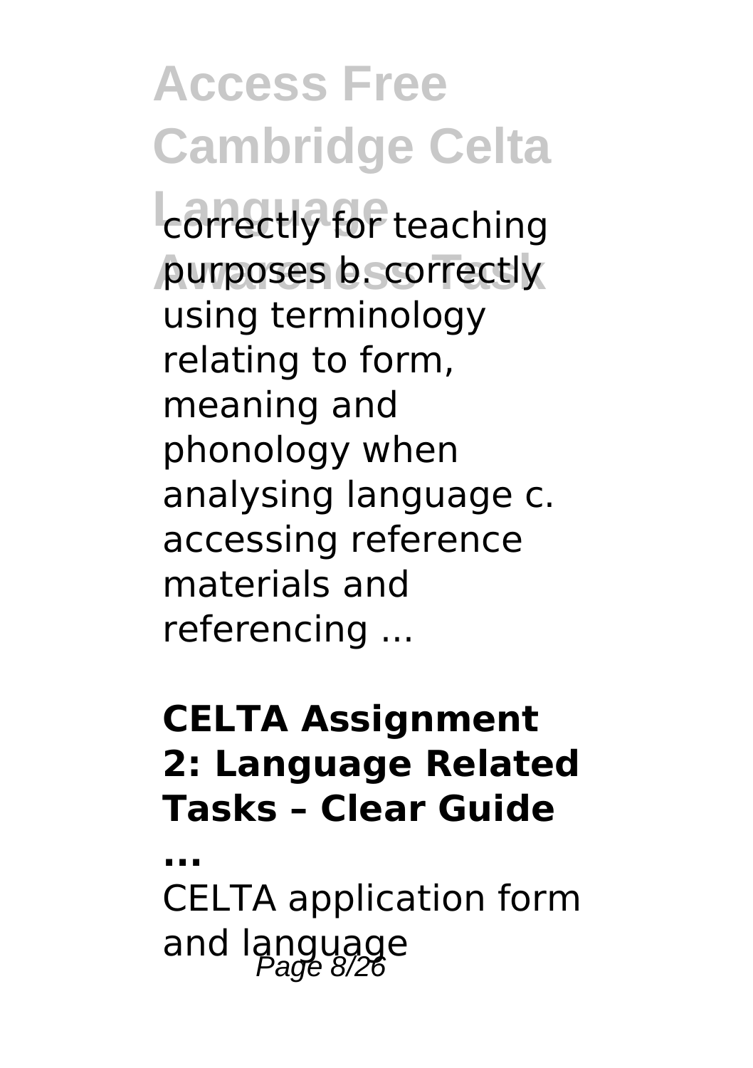correctly for teaching purposes b. correctly using terminology relating to form, meaning and phonology when analysing language c. accessing reference materials and referencing ...

**CELTA Assignment 2: Language Related Tasks – Clear Guide ...**

CELTA application form and language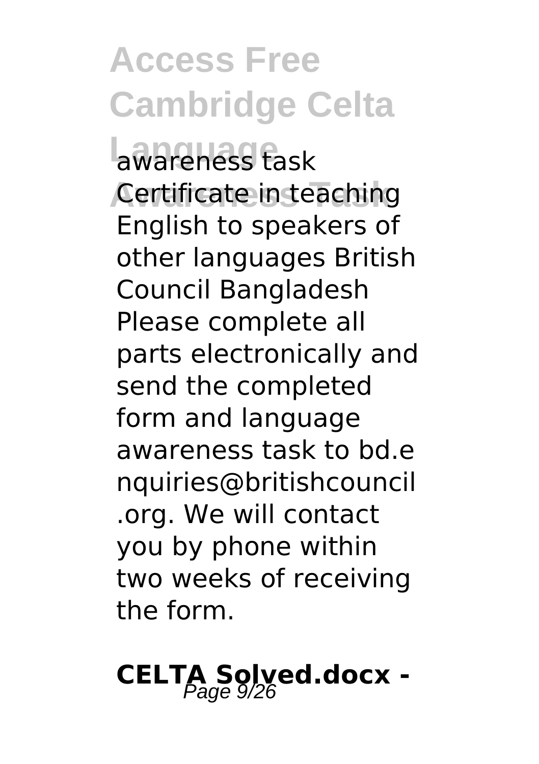awareness task Certificate in teaching English to speakers of other languages British Council Bangladesh Please complete all parts electronically and send the completed form and language awareness task to bd.enquiries@britishcouncil.org. We will contact you by phone within two weeks of receiving the form.

## CELTA Solved.docx -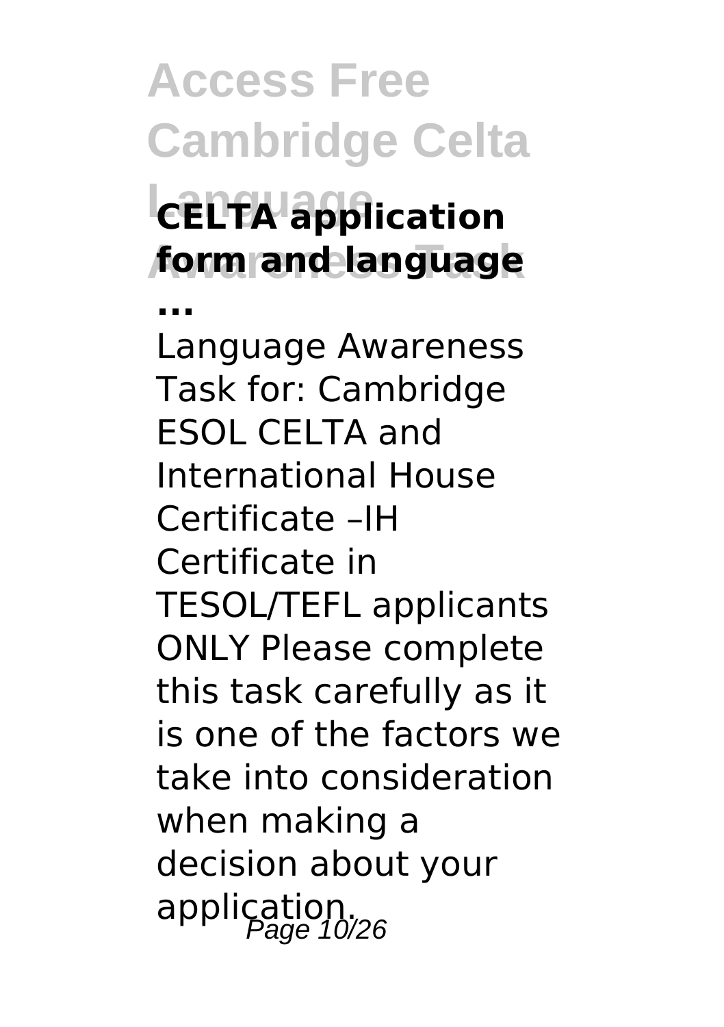## CELTA application form and language ...

Language Awareness Task for: Cambridge ESOL CELTA and International House Certificate –IH Certificate in TESOL/TEFL applicants ONLY Please complete this task carefully as it is one of the factors we take into consideration when making a decision about your application.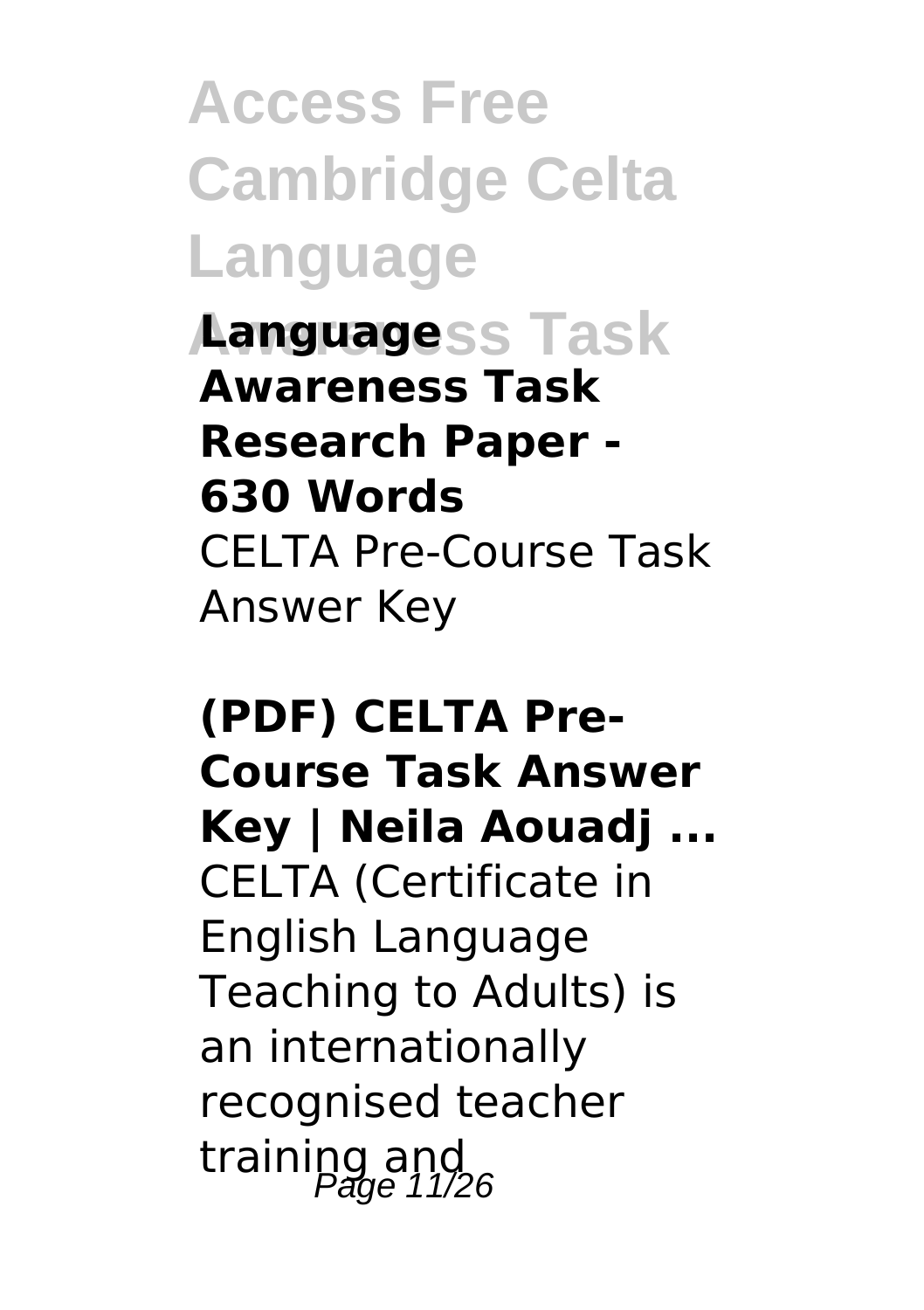**Language Awareness Task Research Paper - 630 Words**

CELTA Pre-Course Task Answer Key

**(PDF) CELTA Pre-Course Task Answer Key | Neila Aouadj ...**

CELTA (Certificate in English Language Teaching to Adults) is an internationally recognised teacher training and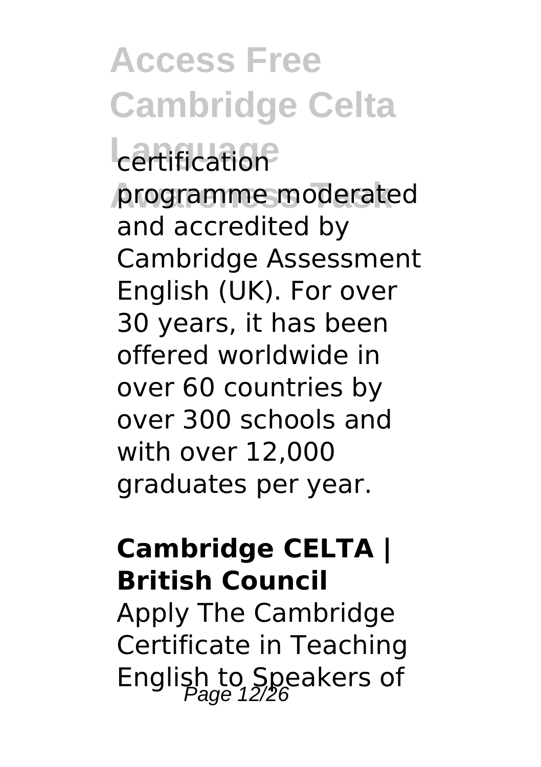certification programme moderated and accredited by Cambridge Assessment English (UK). For over 30 years, it has been offered worldwide in over 60 countries by over 300 schools and with over 12,000 graduates per year.

**Cambridge CELTA | British Council**

Apply The Cambridge Certificate in Teaching English to Speakers of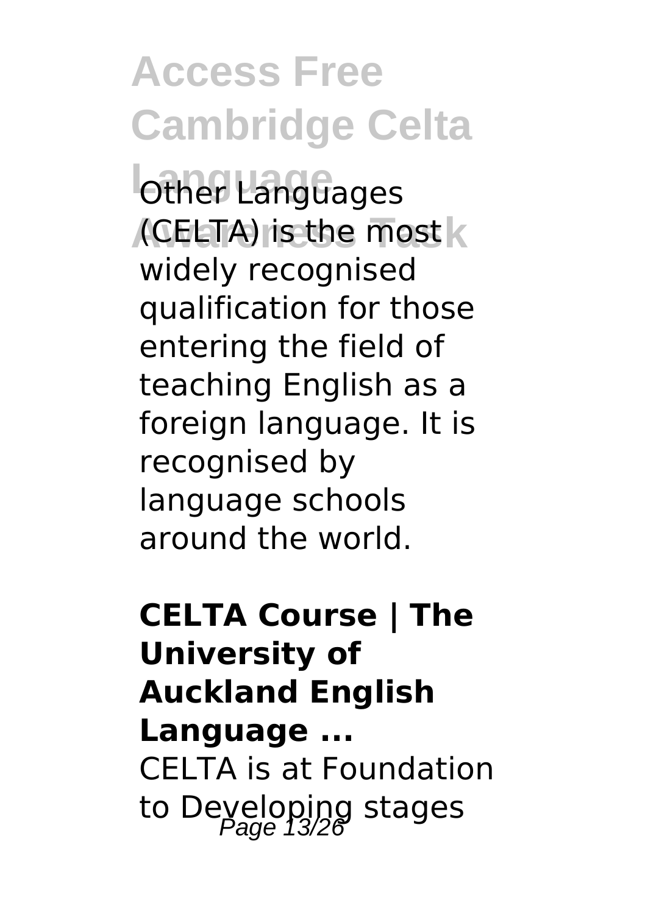Other Languages (CELTA) is the most widely recognised qualification for those entering the field of teaching English as a foreign language. It is recognised by language schools around the world.

**CELTA Course | The University of Auckland English Language ...**

CELTA is at Foundation to Developing stages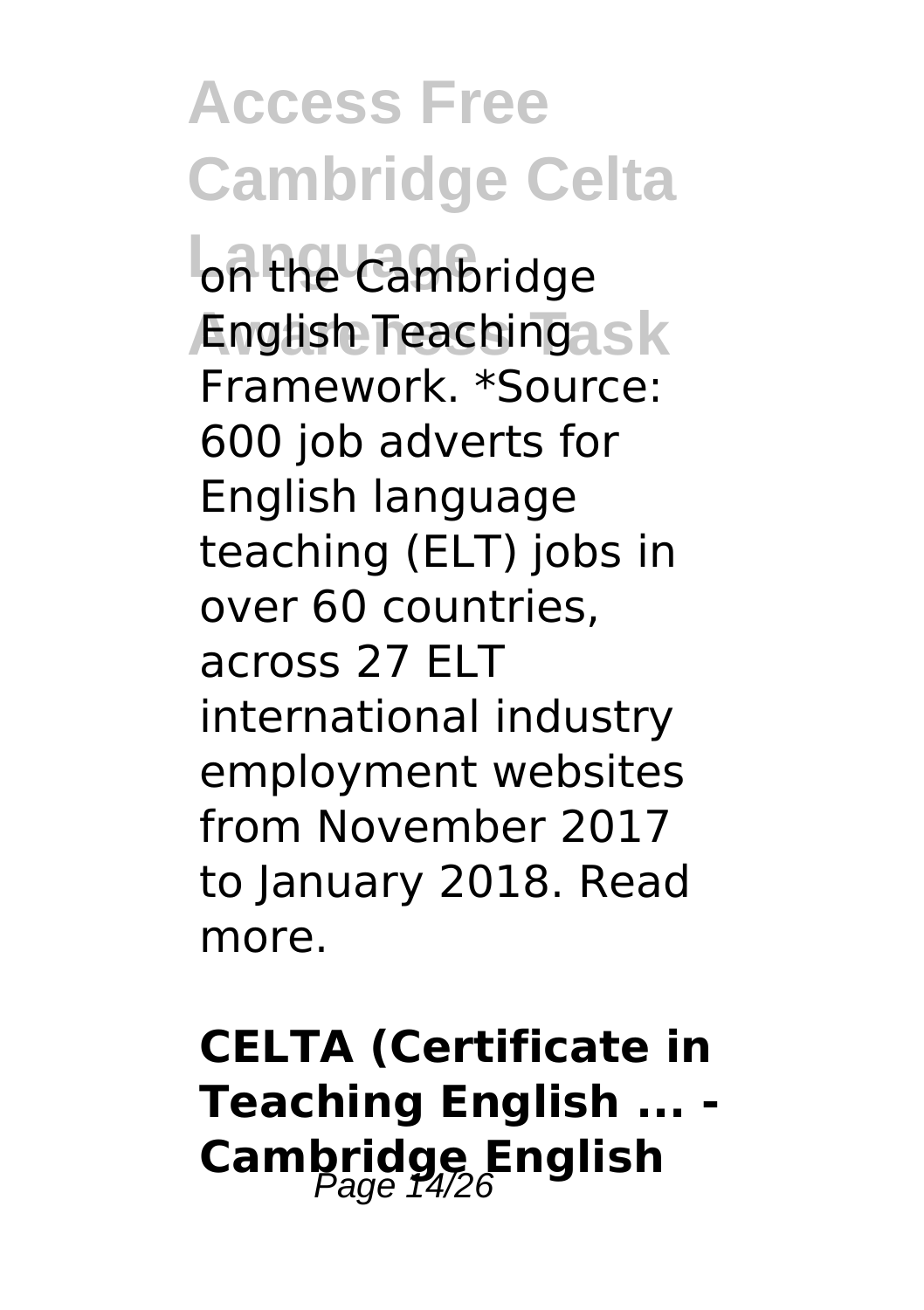on the Cambridge English Teaching Framework. *Source: 600 job adverts for English language teaching (ELT) jobs in over 60 countries, across 27 ELT international industry employment websites from November 2017 to January 2018. Read more.

## CELTA (Certificate in Teaching English ... - Cambridge English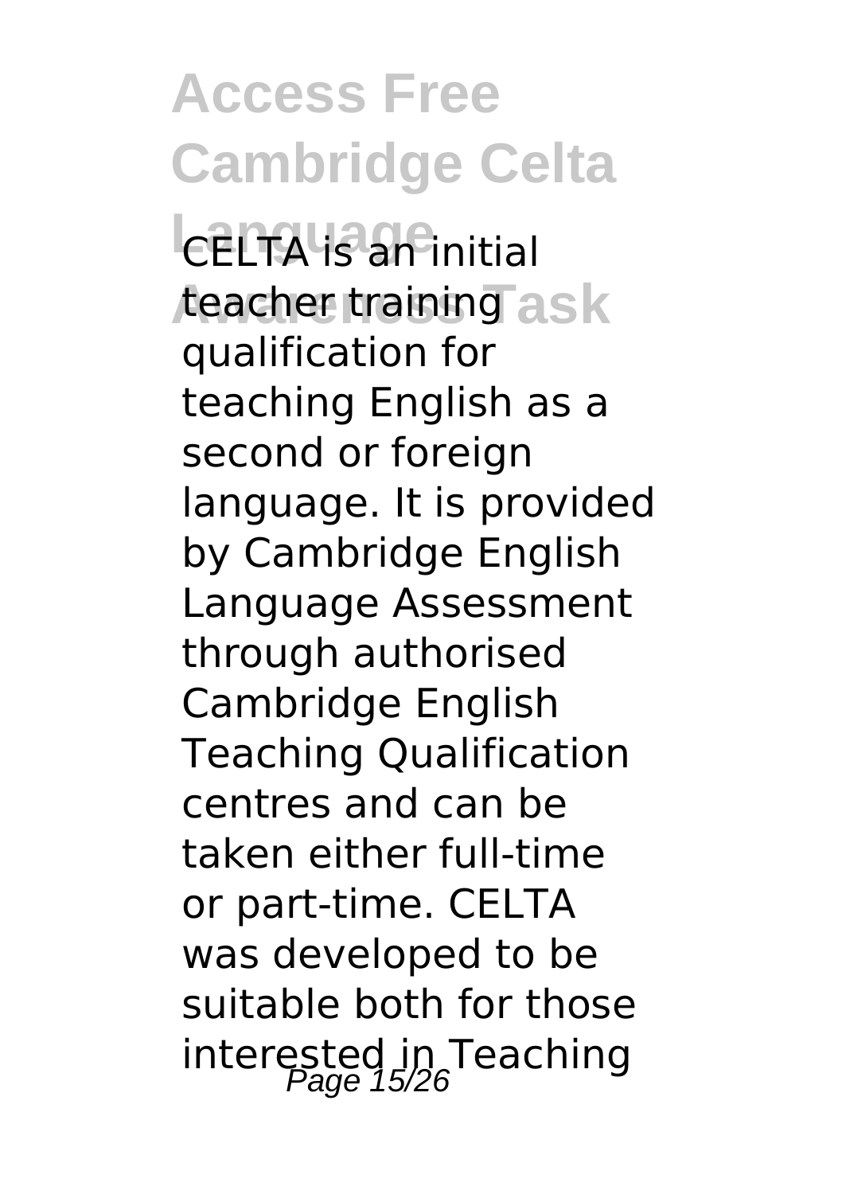CELTA is an initial teacher training qualification for teaching English as a second or foreign language. It is provided by Cambridge English Language Assessment through authorised Cambridge English Teaching Qualification centres and can be taken either full-time or part-time. CELTA was developed to be suitable both for those interested in Teaching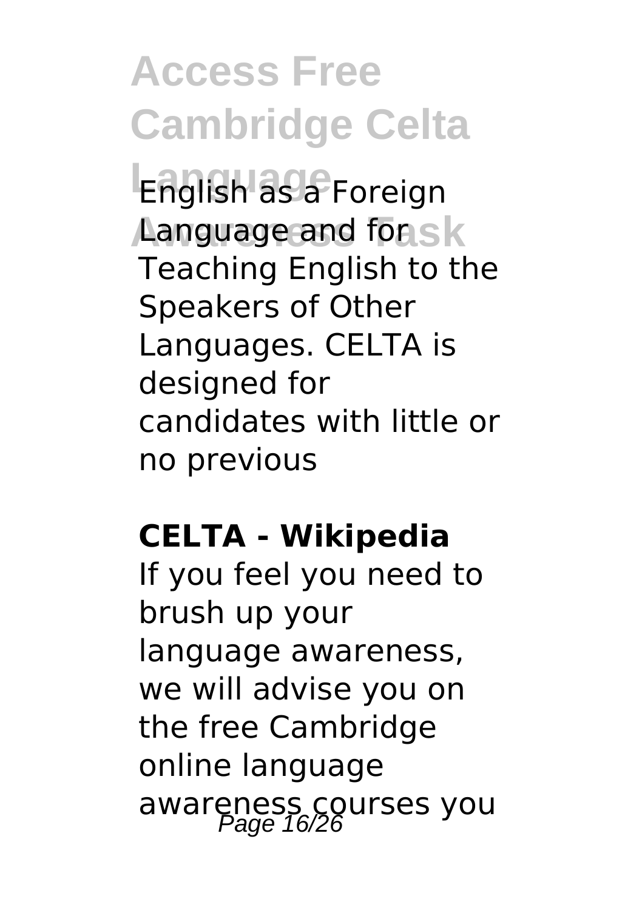English as a Foreign Language and for Teaching English to the Speakers of Other Languages. CELTA is designed for candidates with little or no previous

**CELTA - Wikipedia**

If you feel you need to brush up your language awareness, we will advise you on the free Cambridge online language awareness courses you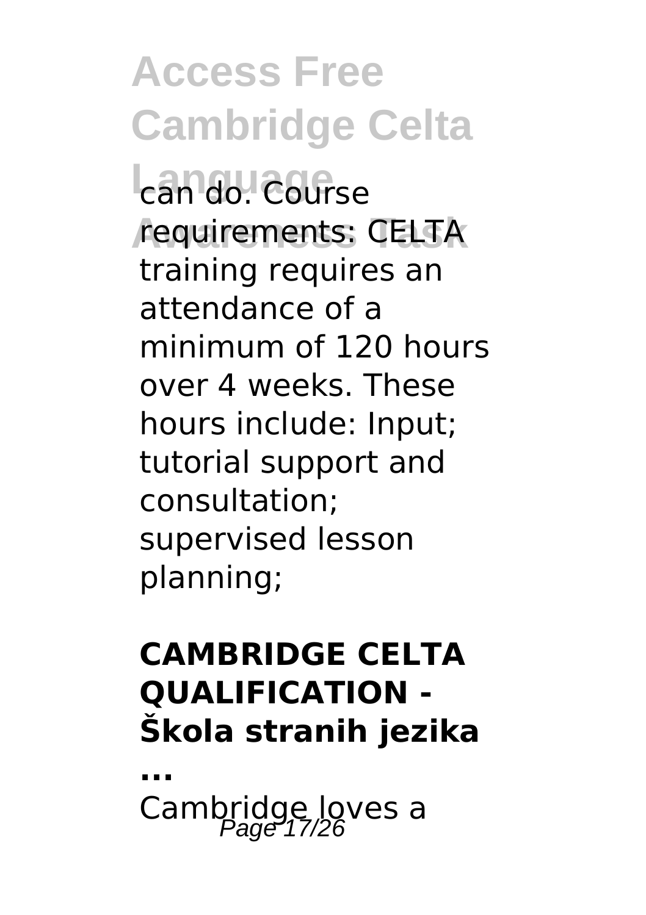can do. Course requirements: CELTA training requires an attendance of a minimum of 120 hours over 4 weeks. These hours include: Input; tutorial support and consultation; supervised lesson planning;

**CAMBRIDGE CELTA QUALIFICATION - Škola stranih jezika ...**

Cambridge loves a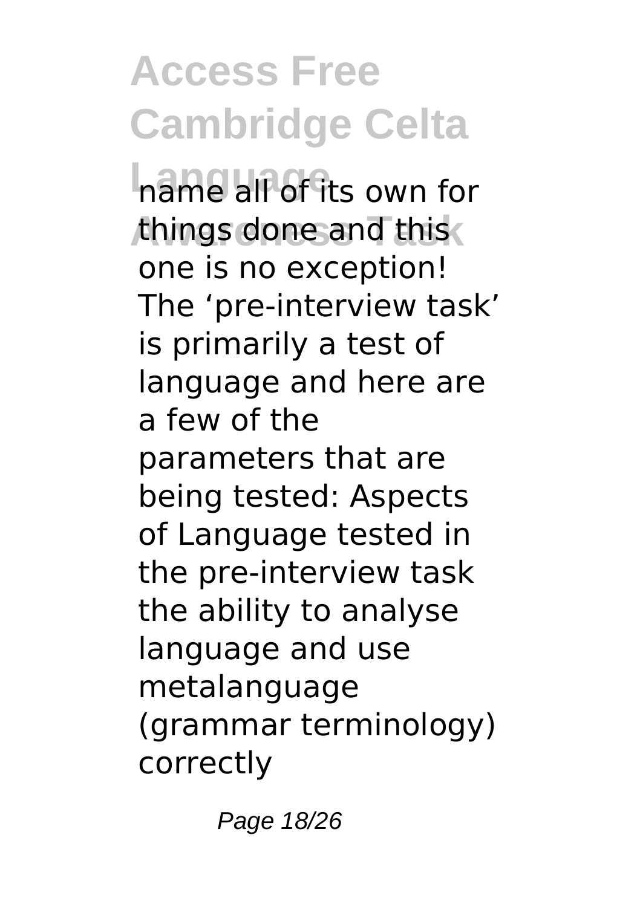name all of its own for things done and this one is no exception! The 'pre-interview task' is primarily a test of language and here are a few of the parameters that are being tested: Aspects of Language tested in the pre-interview task the ability to analyse language and use metalanguage (grammar terminology) correctly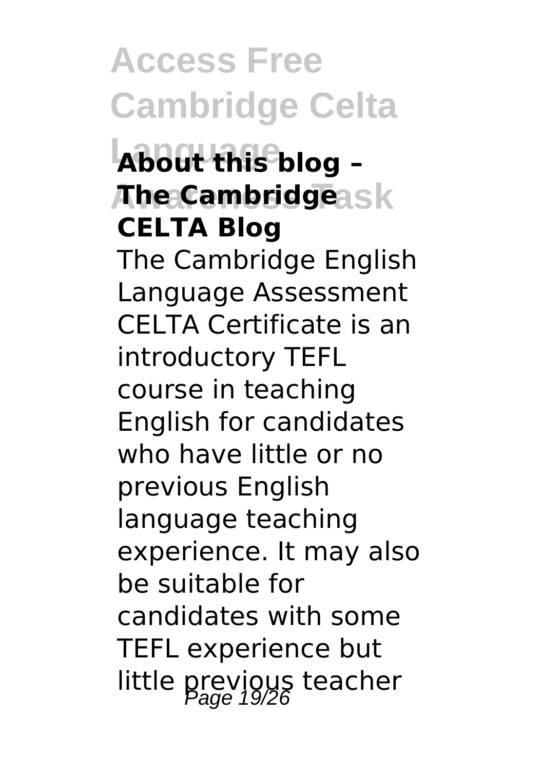### About this blog – The Cambridge CELTA Blog

The Cambridge English Language Assessment CELTA Certificate is an introductory TEFL course in teaching English for candidates who have little or no previous English language teaching experience. It may also be suitable for candidates with some TEFL experience but little previous teacher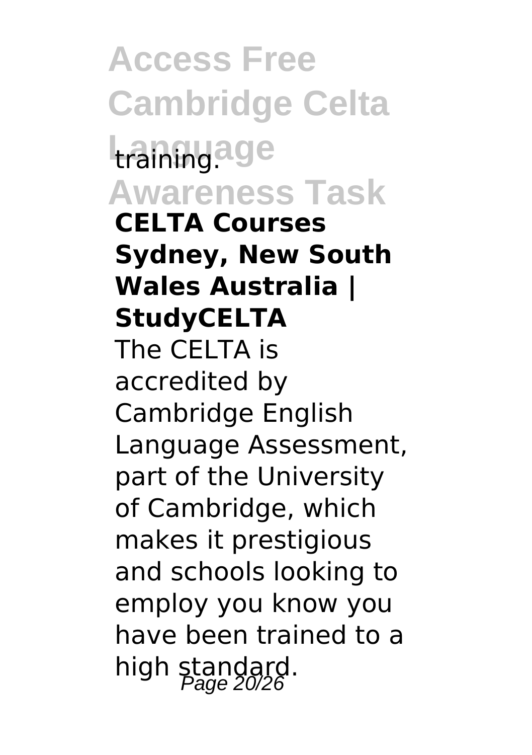training.

**CELTA Courses Sydney, New South Wales Australia | StudyCELTA**

The CELTA is accredited by Cambridge English Language Assessment, part of the University of Cambridge, which makes it prestigious and schools looking to employ you know you have been trained to a high standard.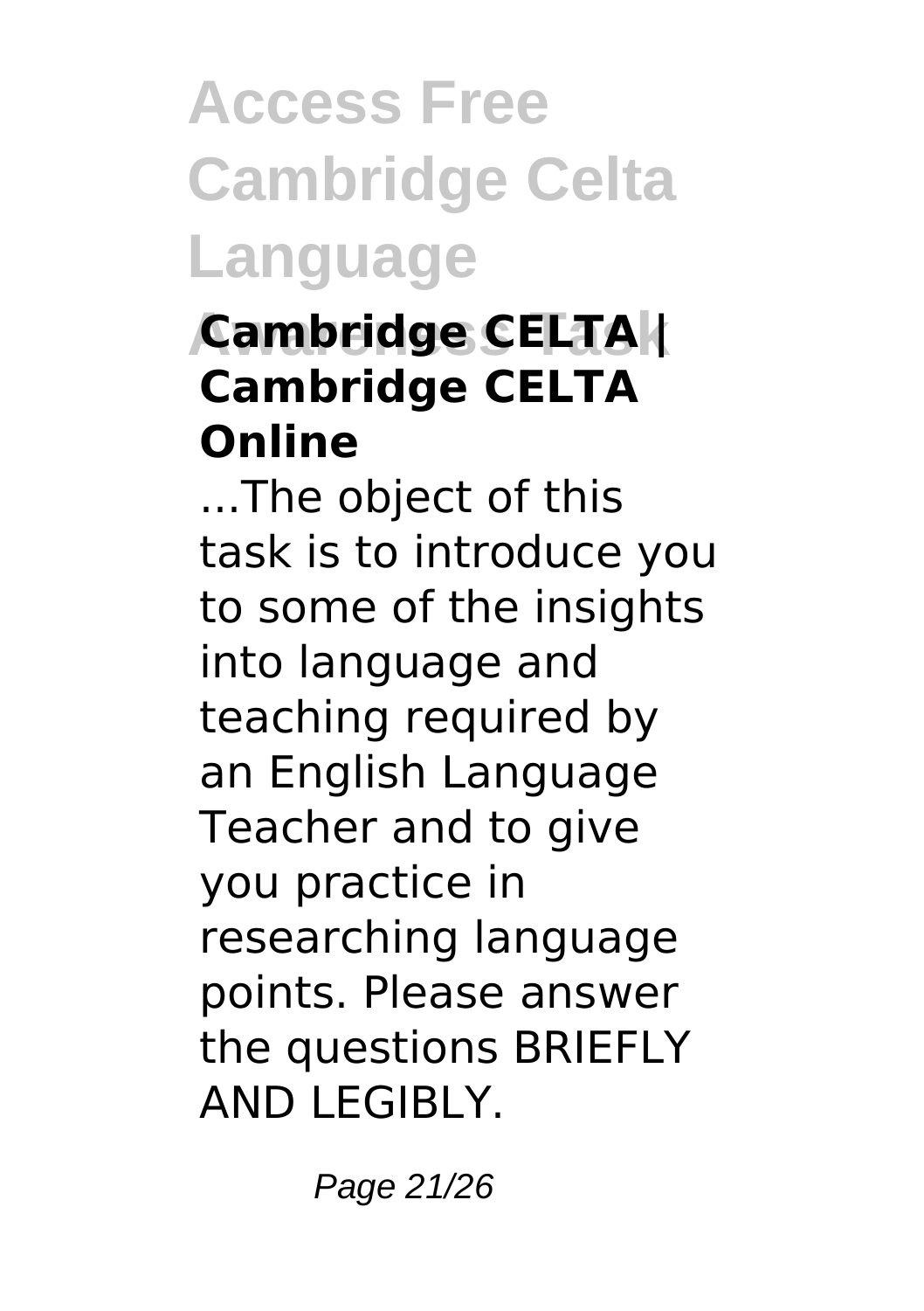## Cambridge CELTA | Cambridge CELTA Online

...The object of this task is to introduce you to some of the insights into language and teaching required by an English Language Teacher and to give you practice in researching language points. Please answer the questions BRIEFLY AND LEGIBLY.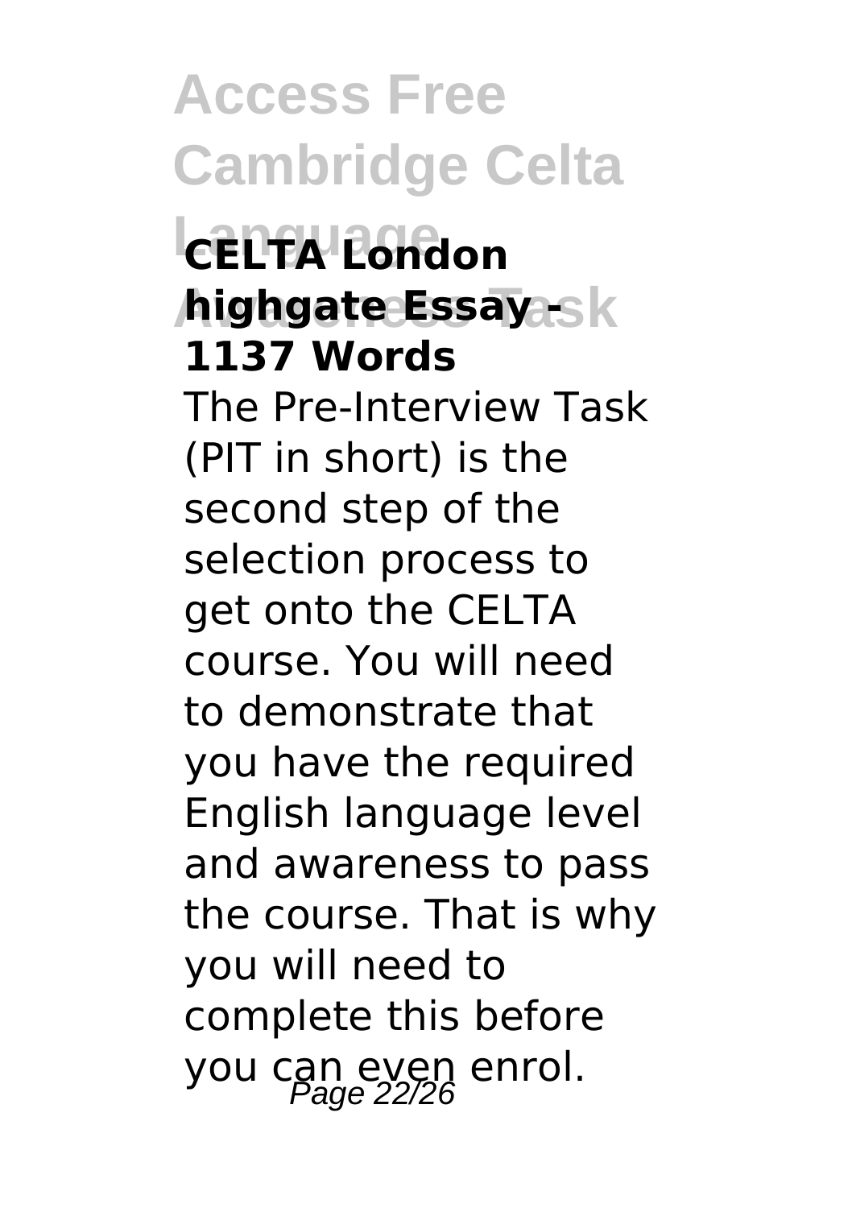### CELTA London highgate Essay - 1137 Words

The Pre-Interview Task (PIT in short) is the second step of the selection process to get onto the CELTA course. You will need to demonstrate that you have the required English language level and awareness to pass the course. That is why you will need to complete this before you can even enrol.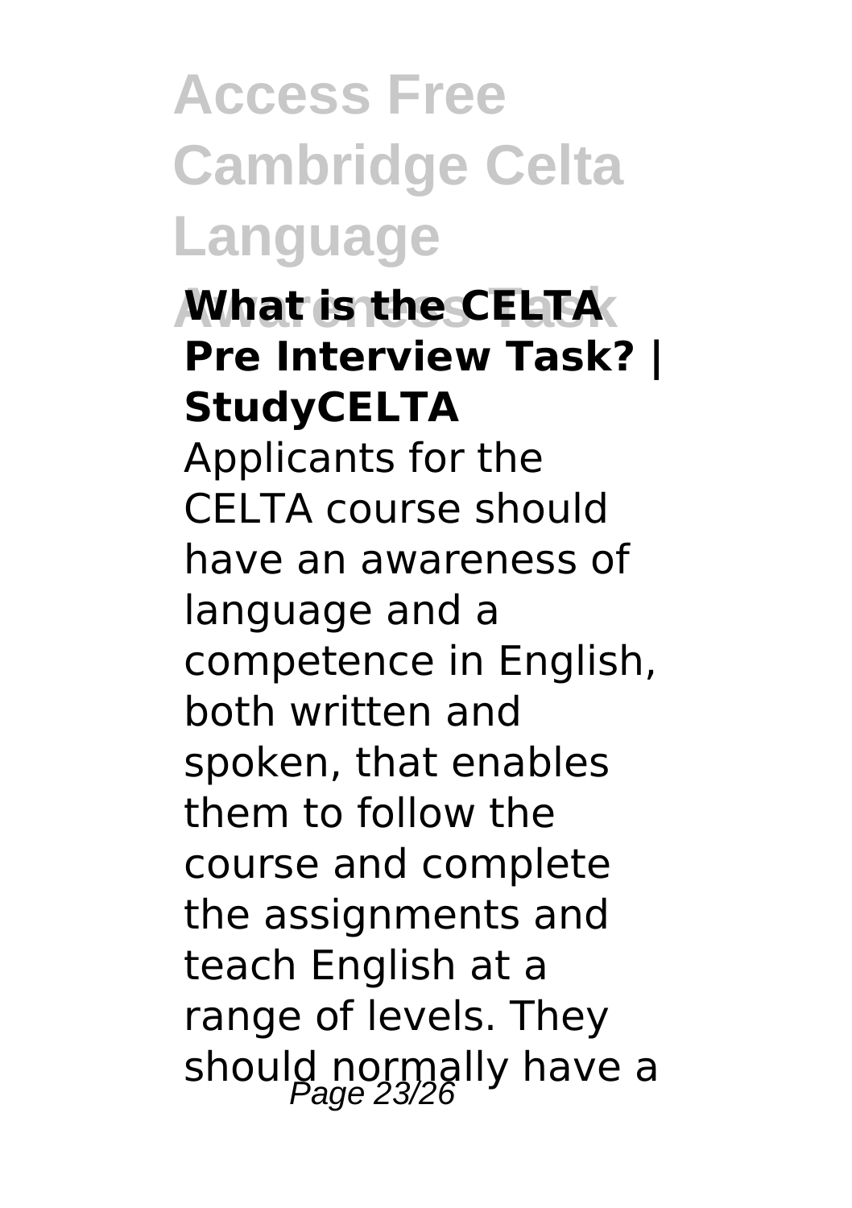**What is the CELTA Pre Interview Task? | StudyCELTA**

Applicants for the CELTA course should have an awareness of language and a competence in English, both written and spoken, that enables them to follow the course and complete the assignments and teach English at a range of levels. They should normally have a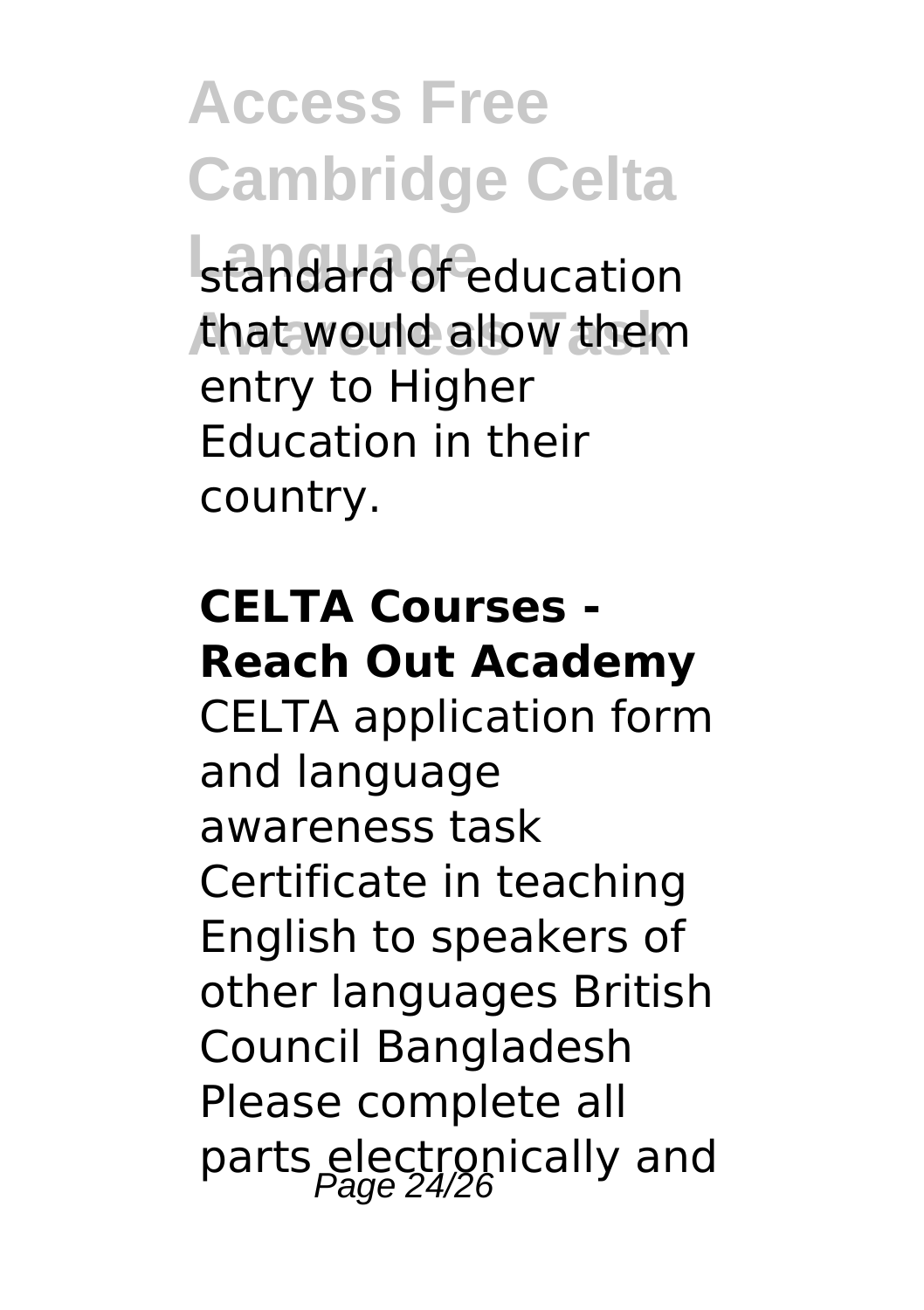standard of education that would allow them entry to Higher Education in their country.

**CELTA Courses - Reach Out Academy**

CELTA application form and language awareness task Certificate in teaching English to speakers of other languages British Council Bangladesh Please complete all parts electronically and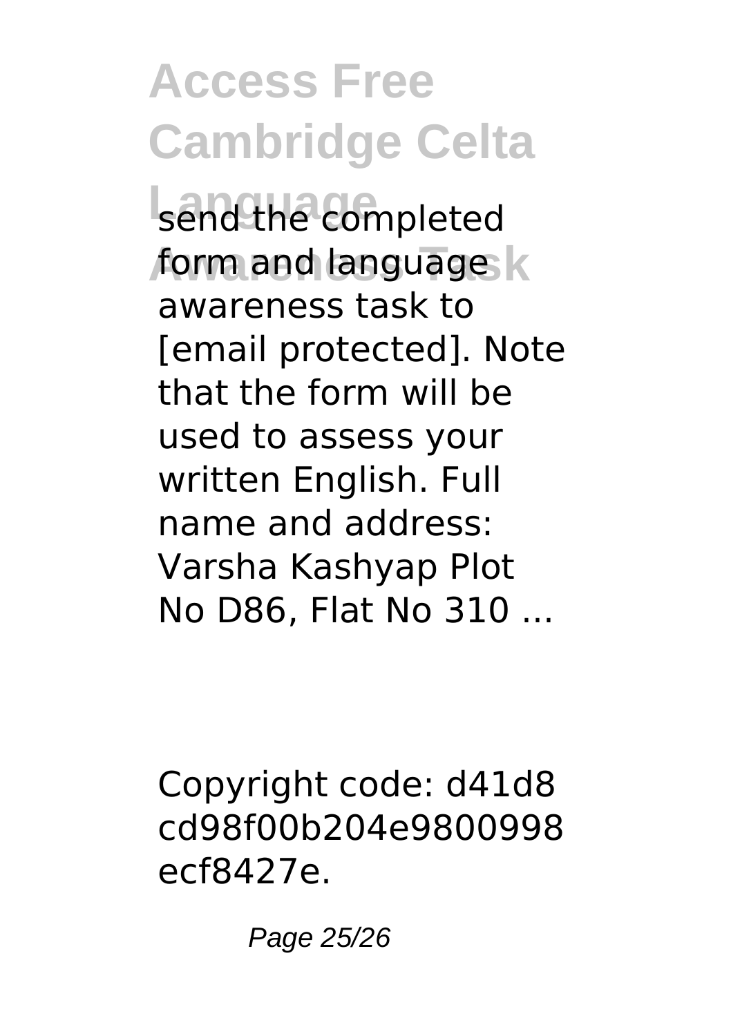send the completed form and language awareness task to [email protected]. Note that the form will be used to assess your written English. Full name and address: Varsha Kashyap Plot No D86, Flat No 310 ...

Copyright code: d41d8cd98f00b204e9800998ecf8427e.